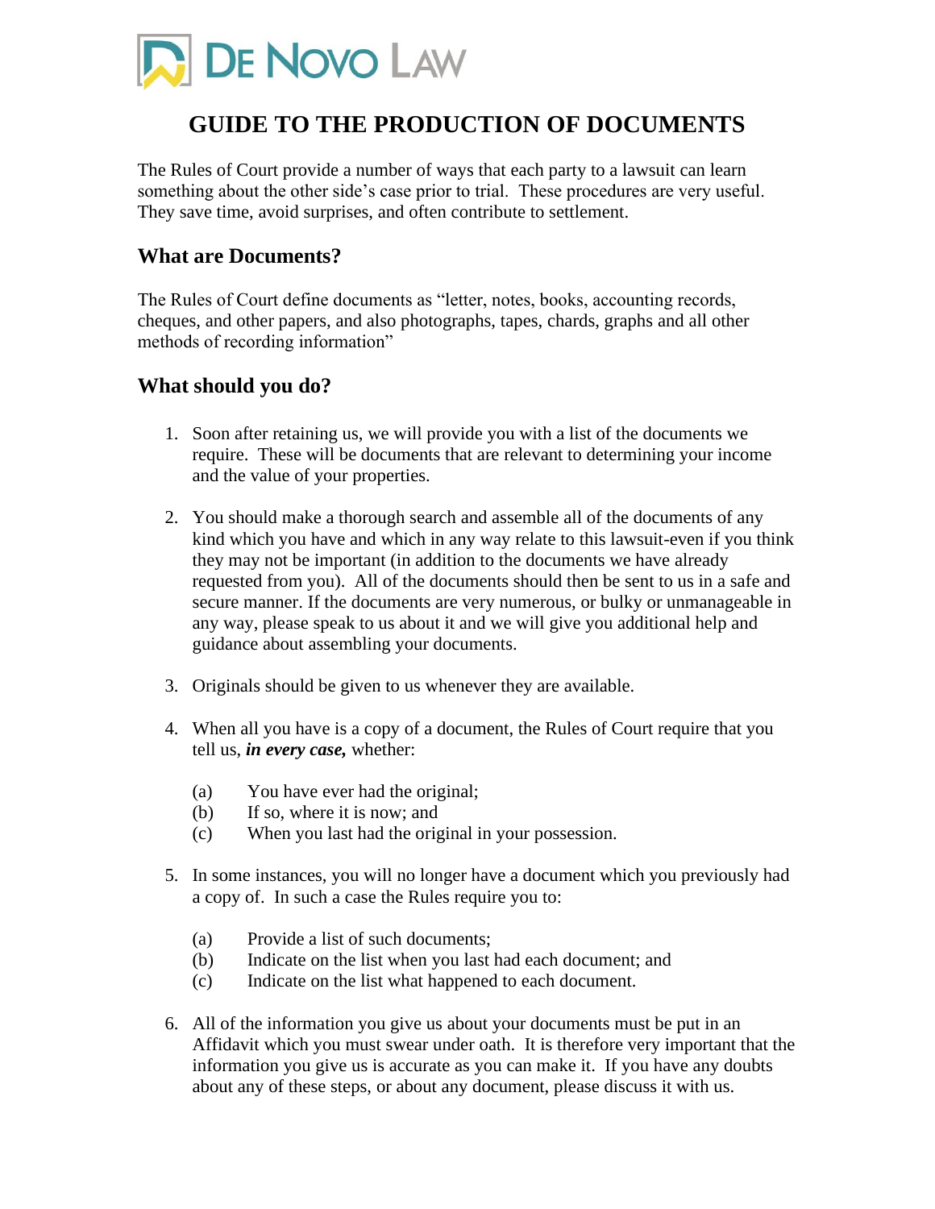DE NOVO LAW

# GUIDE TO THE PRODUCTION OF DOCUMENTS

The Rules of Court provide a number of ways that each party to a lawsuit can learn something about the other side's case prior to trial. These procedures are very useful. They save time, avoid surprises, and often contribute to settlement.

## What are Documents?

The Rules of Court define documents as "letter, notes, books, accounting records, cheques, and other papers, and also photographs, tapes, chards, graphs and all other methods of recording information"

## What should you do?

1. Soon after retaining us, we will provide you with a list of the documents we require. These will be documents that are relevant to determining your income and the value of your properties.

2. You should make a thorough search and assemble all of the documents of any kind which you have and which in any way relate to this lawsuit-even if you think they may not be important (in addition to the documents we have already requested from you). All of the documents should then be sent to us in a safe and secure manner. If the documents are very numerous, or bulky or unmanageable in any way, please speak to us about it and we will give you additional help and guidance about assembling your documents.

3. Originals should be given to us whenever they are available.

4. When all you have is a copy of a document, the Rules of Court require that you tell us, ***in every case,*** whether:

   (a) You have ever had the original;
   (b) If so, where it is now; and
   (c) When you last had the original in your possession.

5. In some instances, you will no longer have a document which you previously had a copy of. In such a case the Rules require you to:

   (a) Provide a list of such documents;
   (b) Indicate on the list when you last had each document; and
   (c) Indicate on the list what happened to each document.

6. All of the information you give us about your documents must be put in an Affidavit which you must swear under oath. It is therefore very important that the information you give us is accurate as you can make it. If you have any doubts about any of these steps, or about any document, please discuss it with us.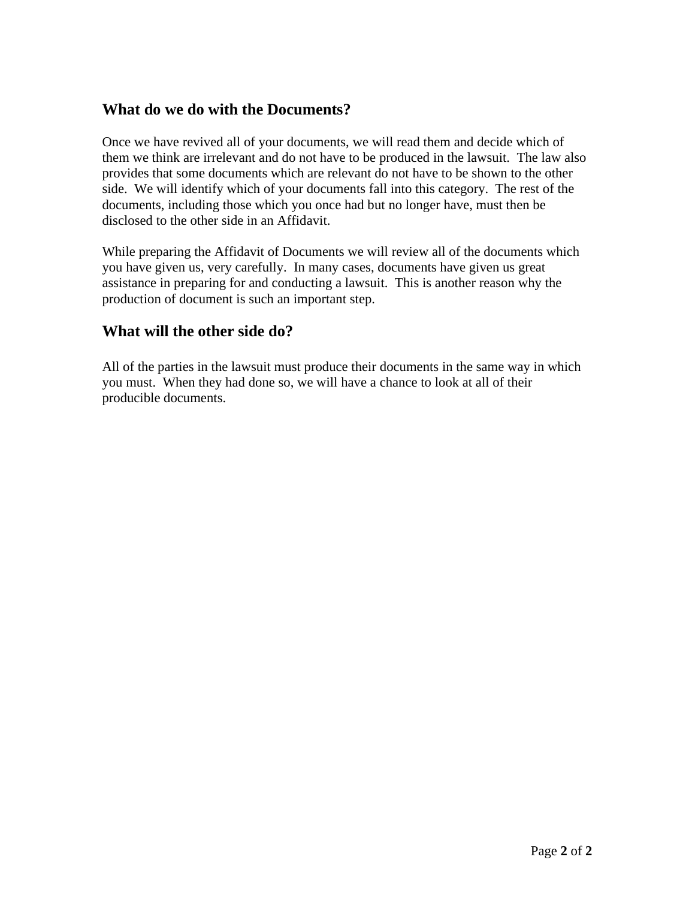## What do we do with the Documents?

Once we have revived all of your documents, we will read them and decide which of them we think are irrelevant and do not have to be produced in the lawsuit. The law also provides that some documents which are relevant do not have to be shown to the other side. We will identify which of your documents fall into this category. The rest of the documents, including those which you once had but no longer have, must then be disclosed to the other side in an Affidavit.

While preparing the Affidavit of Documents we will review all of the documents which you have given us, very carefully. In many cases, documents have given us great assistance in preparing for and conducting a lawsuit. This is another reason why the production of document is such an important step.

## What will the other side do?

All of the parties in the lawsuit must produce their documents in the same way in which you must. When they had done so, we will have a chance to look at all of their producible documents.